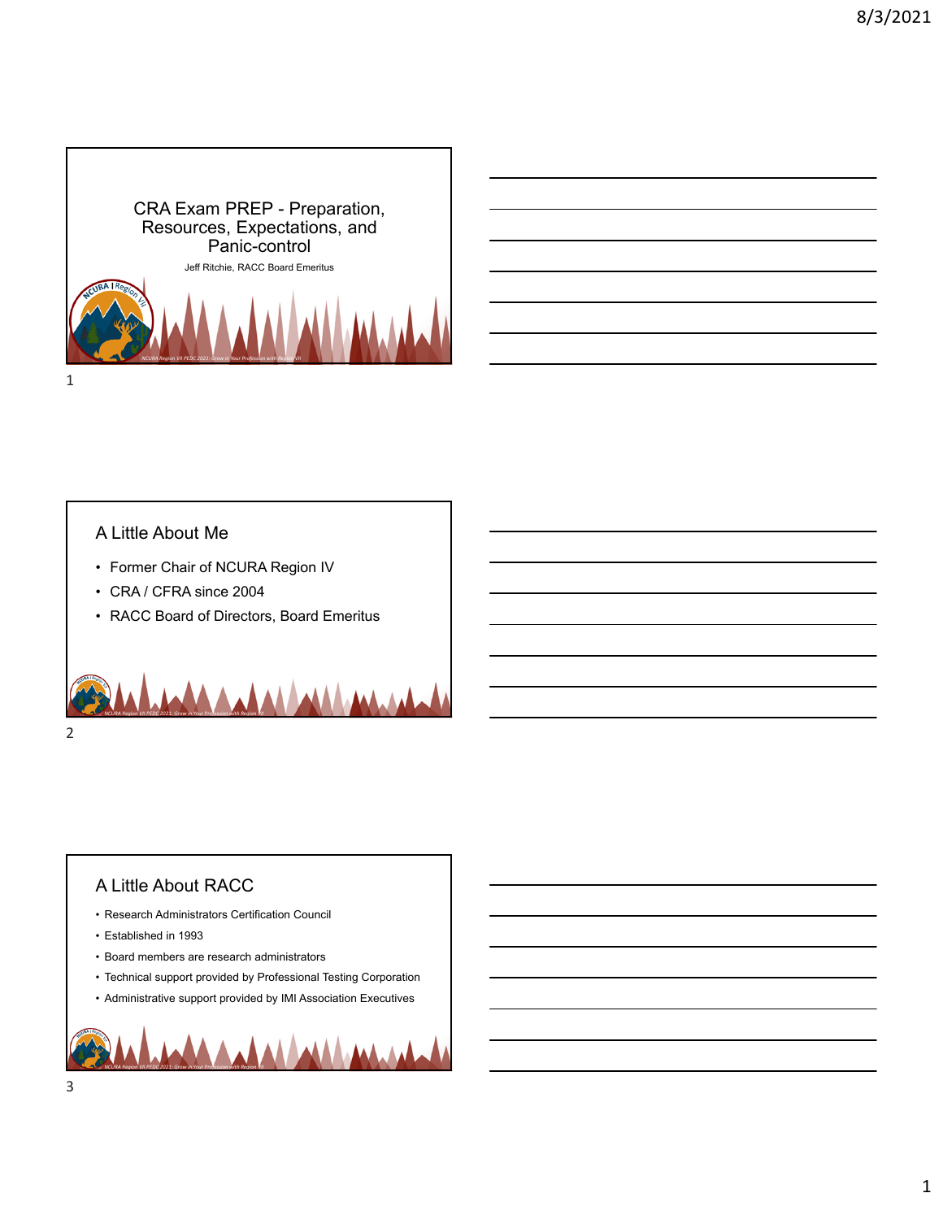# CRA Exam PREP - Preparation, Resources, Expectations, and Panic-control

Jeff Ritchie, RACC Board Emeritus

NCURA Region VII PEDC 2021: Grow in Your Profession with Region VII

## A Little About Me

- Former Chair of NCURA Region IV
- CRA / CFRA since 2004
- RACC Board of Directors, Board Emeritus

NCURA Region VII PEDC 2021: Grow in Your Profession with Region VII

## A Little About RACC

- Research Administrators Certification Council
- Established in 1993
- Board members are research administrators
- Technical support provided by Professional Testing Corporation
- Administrative support provided by IMI Association Executives

NCURA Region VII PEDC 2021: Grow in Your Profession with Region VII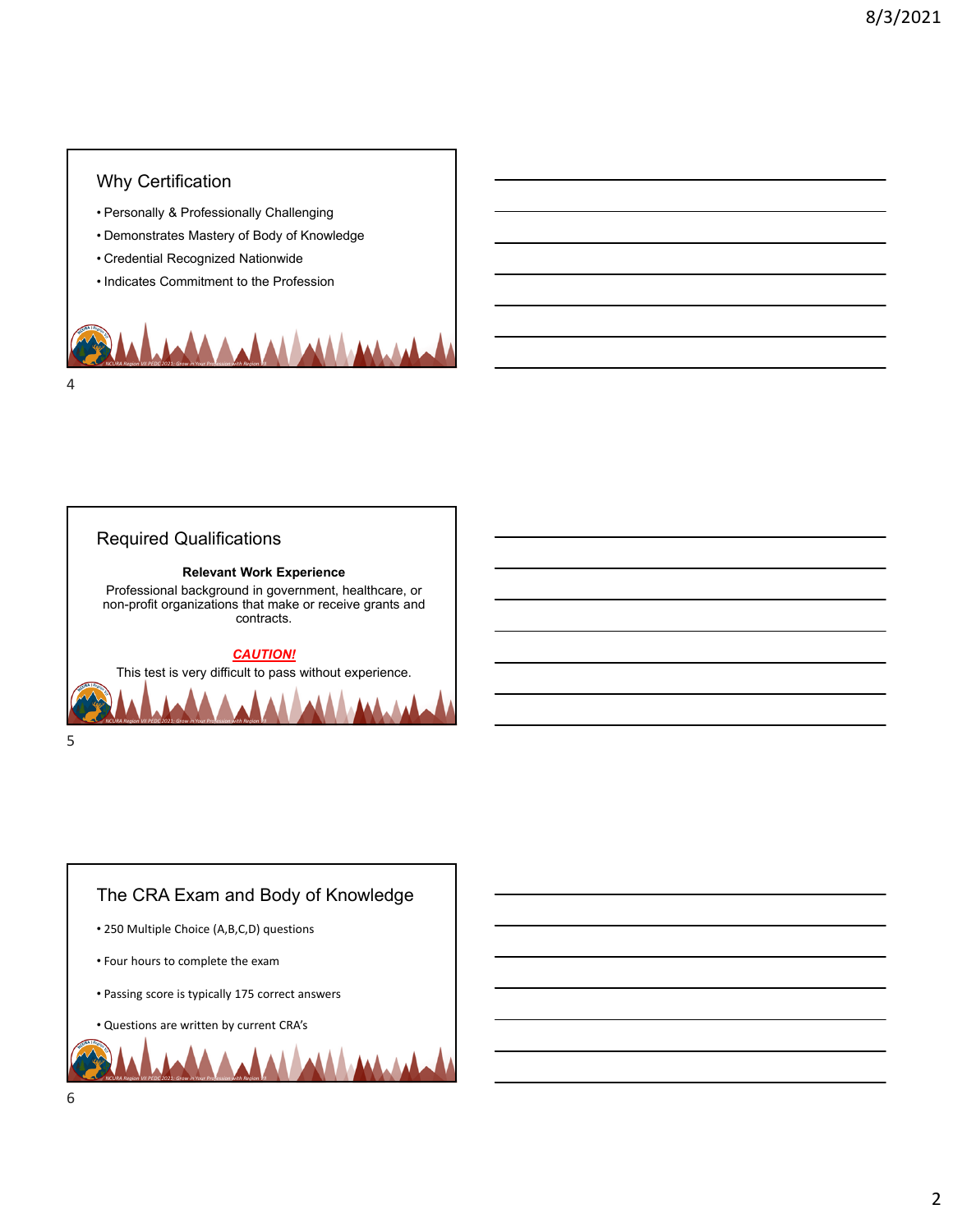## Why Certification

- Personally & Professionally Challenging
- Demonstrates Mastery of Body of Knowledge
- Credential Recognized Nationwide
- Indicates Commitment to the Profession

NCURA Region VII PEDC 2021: Grow in Your Profession with Region VII

## Required Qualifications

**Relevant Work Experience**

Professional background in government, healthcare, or non-profit organizations that make or receive grants and contracts.

***CAUTION!***

This test is very difficult to pass without experience.

NCURA Region VII PEDC 2021: Grow in Your Profession with Region VII

## The CRA Exam and Body of Knowledge

- 250 Multiple Choice (A,B,C,D) questions
- Four hours to complete the exam
- Passing score is typically 175 correct answers
- Questions are written by current CRA's

NCURA Region VII PEDC 2021: Grow in Your Profession with Region VII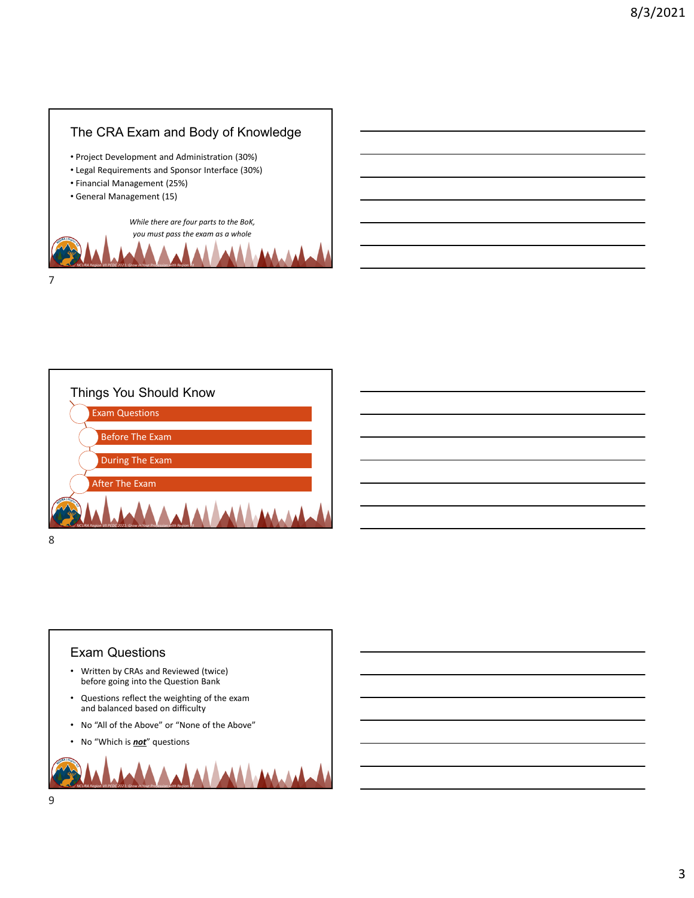## The CRA Exam and Body of Knowledge

- Project Development and Administration (30%)
- Legal Requirements and Sponsor Interface (30%)
- Financial Management (25%)
- General Management (15)

*While there are four parts to the BoK, you must pass the exam as a whole*

NCURA Region VII PEDC 2021: Grow in Your Profession with Region VII

## Things You Should Know

- Exam Questions
- Before The Exam
- During The Exam
- After The Exam

NCURA Region VII PEDC 2021: Grow in Your Profession with Region VII

## Exam Questions

- Written by CRAs and Reviewed (twice) before going into the Question Bank
- Questions reflect the weighting of the exam and balanced based on difficulty
- No "All of the Above" or "None of the Above"
- No "Which is ***not***" questions

NCURA Region VII PEDC 2021: Grow in Your Profession with Region VII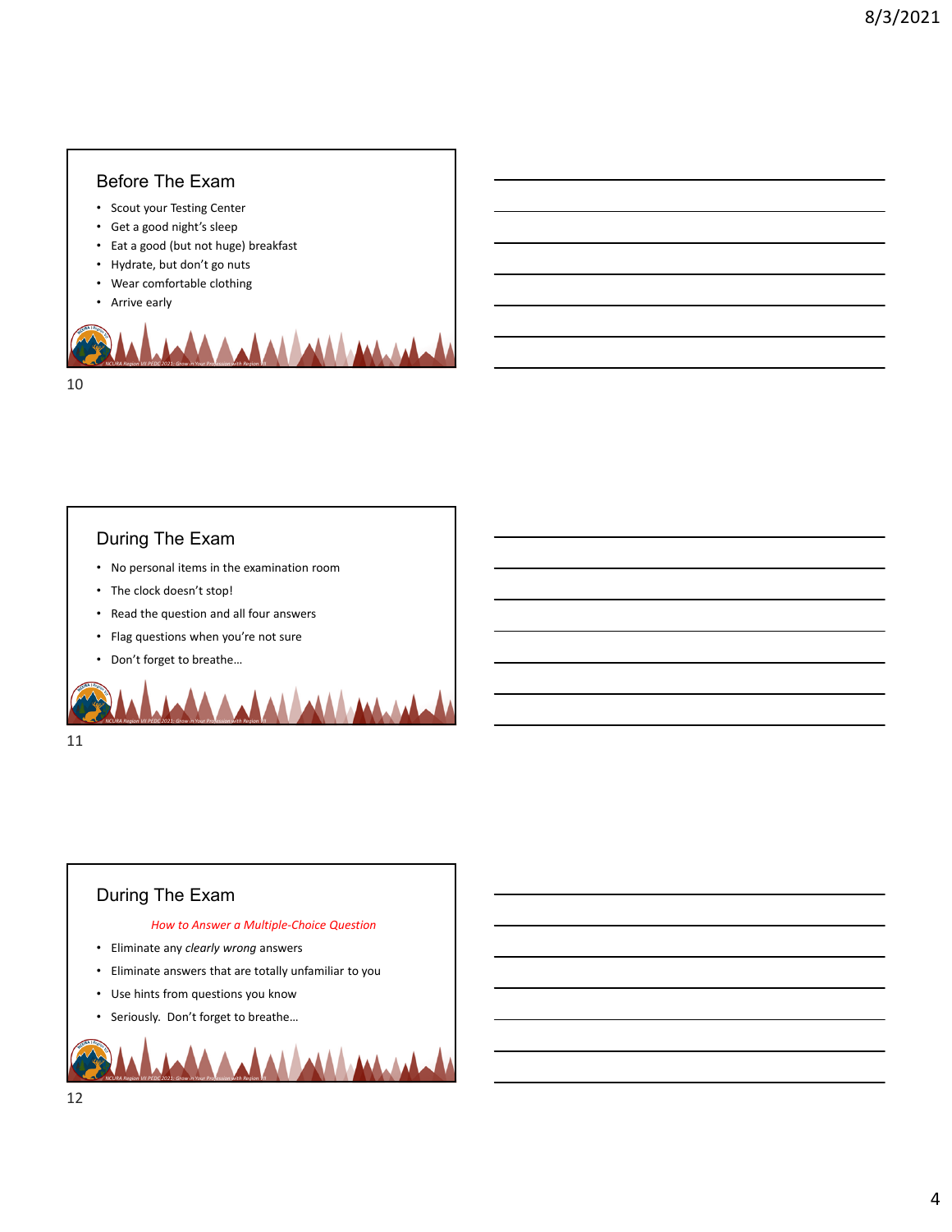## Before The Exam

- Scout your Testing Center
- Get a good night's sleep
- Eat a good (but not huge) breakfast
- Hydrate, but don't go nuts
- Wear comfortable clothing
- Arrive early

## During The Exam

- No personal items in the examination room
- The clock doesn't stop!
- Read the question and all four answers
- Flag questions when you're not sure
- Don't forget to breathe…

## During The Exam

*How to Answer a Multiple-Choice Question*

- Eliminate any *clearly wrong* answers
- Eliminate answers that are totally unfamiliar to you
- Use hints from questions you know
- Seriously. Don't forget to breathe…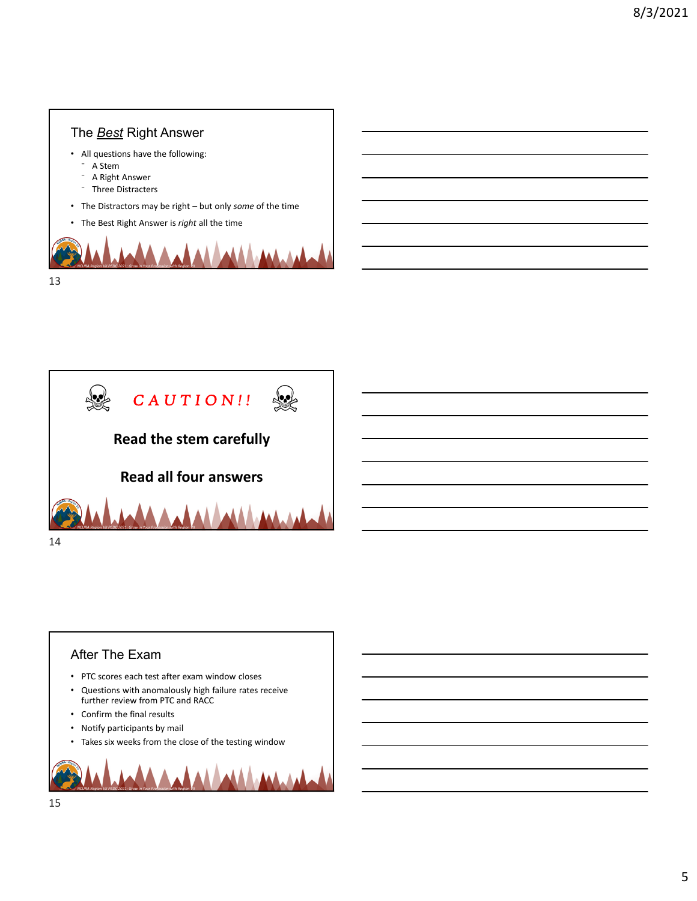## The *Best* Right Answer

- All questions have the following:
  - A Stem
  - A Right Answer
  - Three Distracters
- The Distractors may be right – but only *some* of the time
- The Best Right Answer is *right* all the time

## CAUTION!!

**Read the stem carefully**

**Read all four answers**

## After The Exam

- PTC scores each test after exam window closes
- Questions with anomalously high failure rates receive further review from PTC and RACC
- Confirm the final results
- Notify participants by mail
- Takes six weeks from the close of the testing window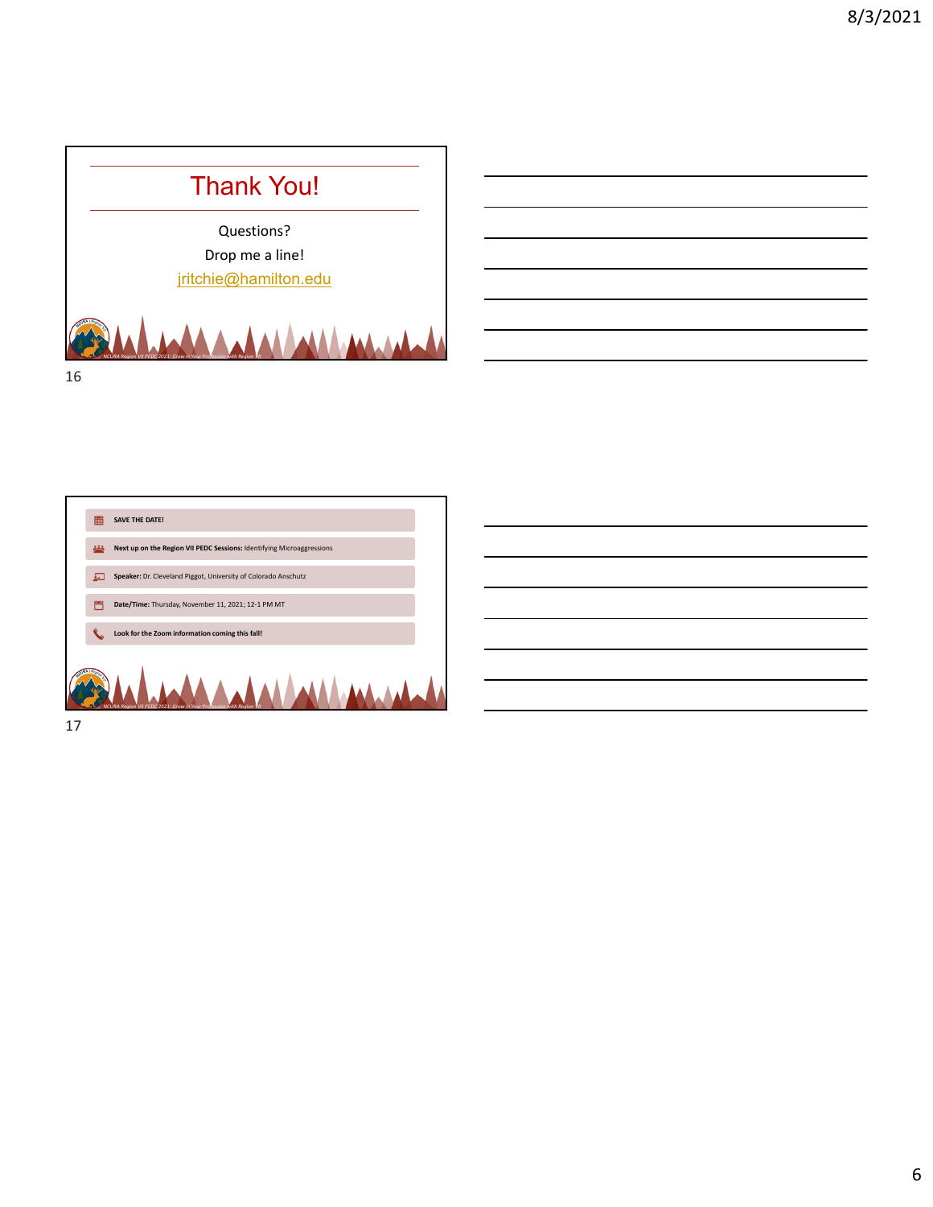# Thank You!

Questions?

Drop me a line!

jritchie@hamilton.edu

NCURA Region VII PEDC 2021: Grow in Your Profession with Region VII

**SAVE THE DATE!**

**Next up on the Region VII PEDC Sessions:** Identifying Microaggressions

**Speaker:** Dr. Cleveland Piggot, University of Colorado Anschutz

**Date/Time:** Thursday, November 11, 2021; 12-1 PM MT

**Look for the Zoom information coming this fall!**

NCURA Region VII PEDC 2021: Grow in Your Profession with Region VII